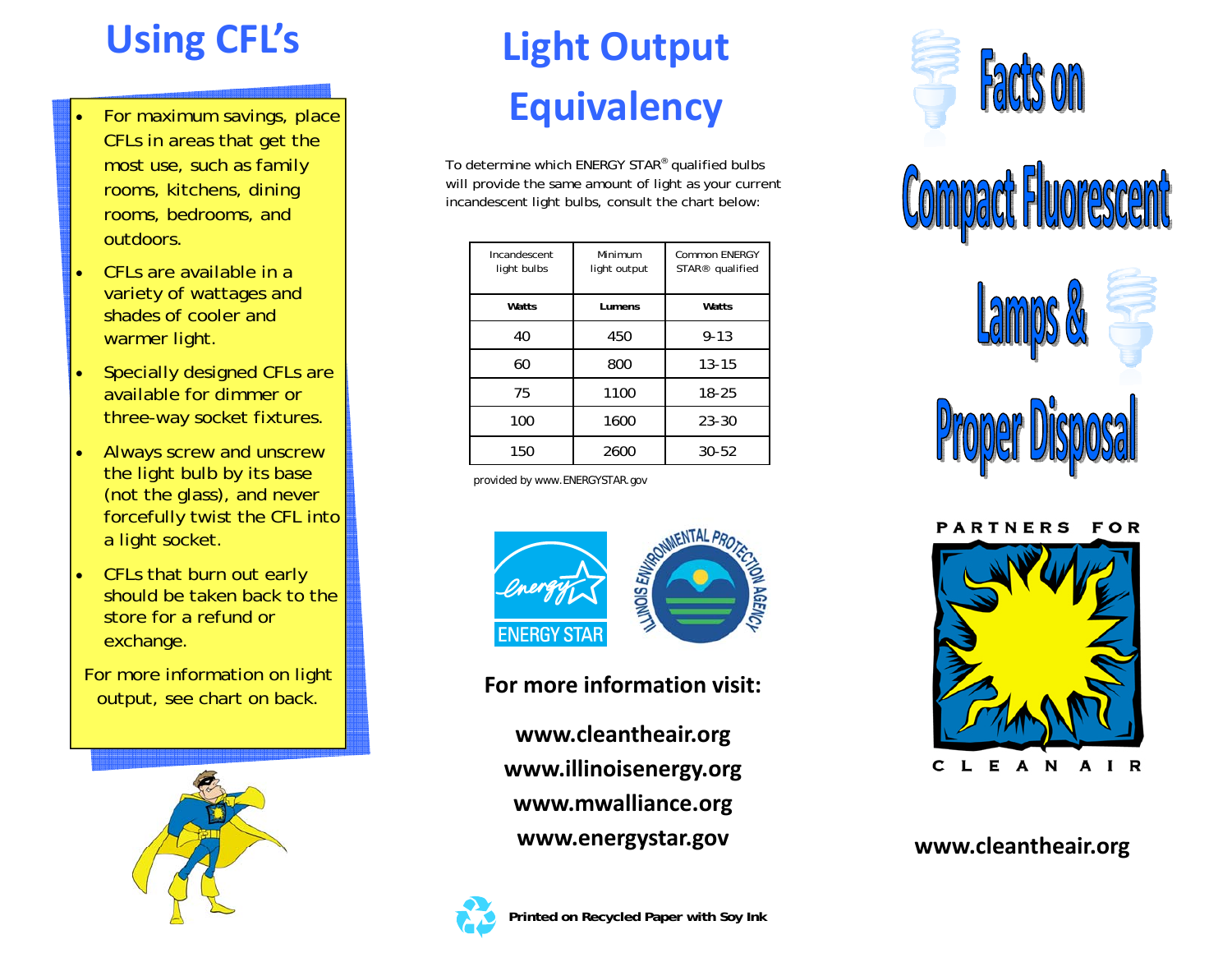# Using CFL's

- For maximum savings, place CFLs in areas that get the most use, such as family rooms, kitchens, dining rooms, bedrooms, and outdoors.
- CFLs are available in a variety of wattages and shades of cooler and warmer light.
- Specially designed CFLs are available for dimmer or three-way socket fixtures.
- Always screw and unscrew the light bulb by its base (not the glass), and never forcefully twist the CFL into a light socket.
- CFLs that burn out early should be taken back to the store for a refund or exchange.

For more information on light output, see chart on back.

# Light Output Equivalency

To determine which ENERGY STAR® qualified bulbs will provide the same amount of light as your current incandescent light bulbs, consult the chart below:

| Incandescent light bulbs | Minimum light output | Common ENERGY STAR® qualified |
|---|---|---|
| **Watts** | **Lumens** | **Watts** |
| 40 | 450 | 9-13 |
| 60 | 800 | 13-15 |
| 75 | 1100 | 18-25 |
| 100 | 1600 | 23-30 |
| 150 | 2600 | 30-52 |

provided by www.ENERGYSTAR.gov

ENERGY STAR

ILLINOIS ENVIRONMENTAL PROTECTION AGENCY

**For more information visit:**

**www.cleantheair.org**
**www.illinoisenergy.org**
**www.mwalliance.org**
**www.energystar.gov**

**Printed on Recycled Paper with Soy Ink**

# Facts on Compact Fluorescent Lamps & Proper Disposal

PARTNERS FOR CLEAN AIR

**www.cleantheair.org**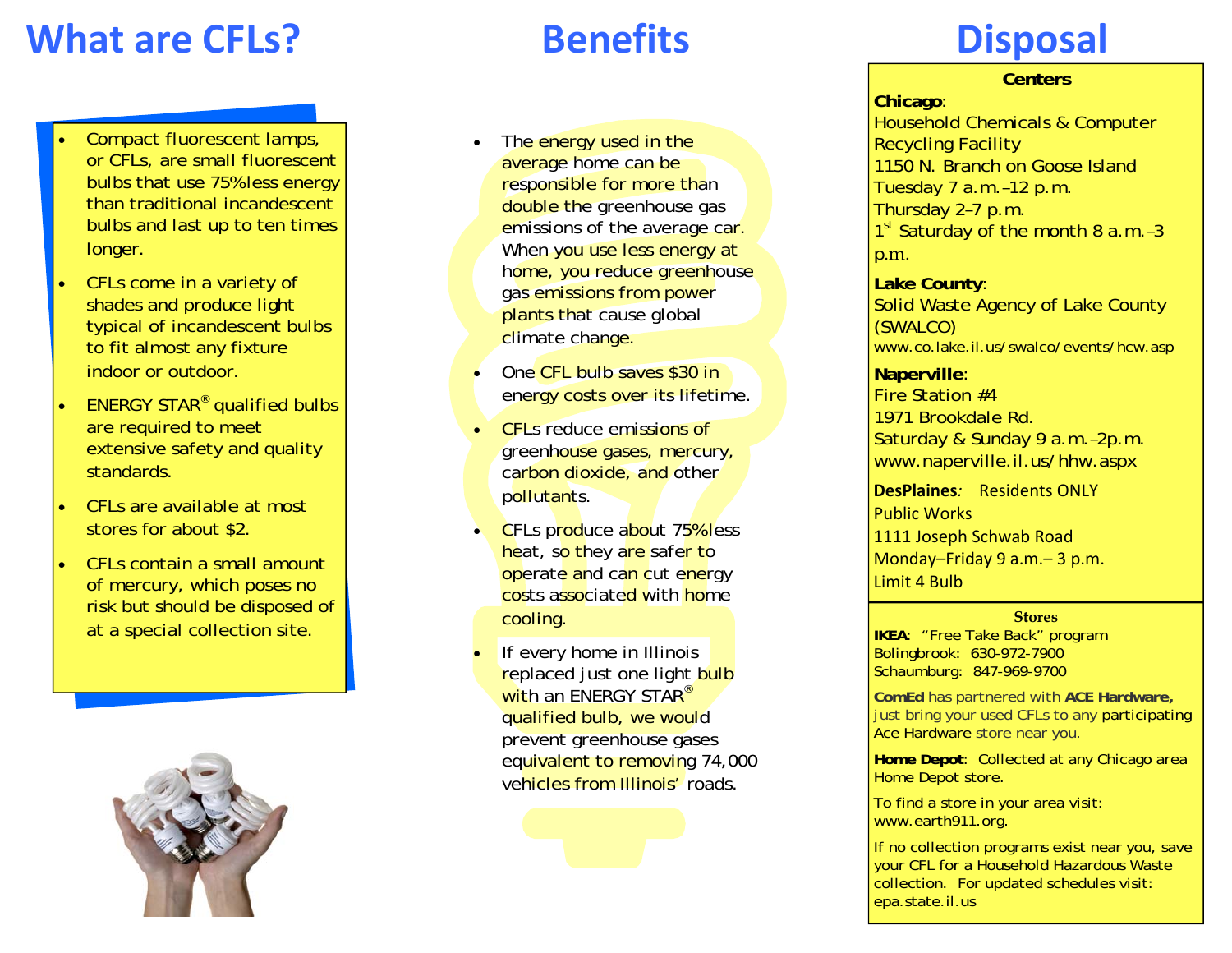# What are CFLs?

- Compact fluorescent lamps, or CFLs, are small fluorescent bulbs that use 75%less energy than traditional incandescent bulbs and last up to ten times longer.
- CFLs come in a variety of shades and produce light typical of incandescent bulbs to fit almost any fixture indoor or outdoor.
- ENERGY STAR® qualified bulbs are required to meet extensive safety and quality standards.
- CFLs are available at most stores for about $2.
- CFLs contain a small amount of mercury, which poses no risk but should be disposed of at a special collection site.

# Benefits

- The energy used in the average home can be responsible for more than double the greenhouse gas emissions of the average car. When you use less energy at home, you reduce greenhouse gas emissions from power plants that cause global climate change.
- One CFL bulb saves $30 in energy costs over its lifetime.
- CFLs reduce emissions of greenhouse gases, mercury, carbon dioxide, and other pollutants.
- CFLs produce about 75%less heat, so they are safer to operate and can cut energy costs associated with home cooling.
- If every home in Illinois replaced just one light bulb with an ENERGY STAR® qualified bulb, we would prevent greenhouse gases equivalent to removing 74,000 vehicles from Illinois' roads.

# Disposal

### Centers

**Chicago**:
Household Chemicals & Computer Recycling Facility
1150 N. Branch on Goose Island
Tuesday 7 a.m.–12 p.m.
Thursday 2–7 p.m.
1st Saturday of the month 8 a.m.–3 p.m.

**Lake County**:
Solid Waste Agency of Lake County (SWALCO)
www.co.lake.il.us/swalco/events/hcw.asp

**Naperville**:
Fire Station #4
1971 Brookdale Rd.
Saturday & Sunday 9 a.m.–2p.m.
www.naperville.il.us/hhw.aspx

**DesPlaines**: Residents ONLY
Public Works
1111 Joseph Schwab Road
Monday–Friday 9 a.m.– 3 p.m.
Limit 4 Bulb

### Stores

**IKEA**: "Free Take Back" program
Bolingbrook: 630-972-7900
Schaumburg: 847-969-9700

**ComEd** has partnered with **ACE Hardware,** just bring your used CFLs to any participating Ace Hardware store near you.

**Home Depot**: Collected at any Chicago area Home Depot store.

To find a store in your area visit: www.earth911.org.

If no collection programs exist near you, save your CFL for a Household Hazardous Waste collection. For updated schedules visit: epa.state.il.us